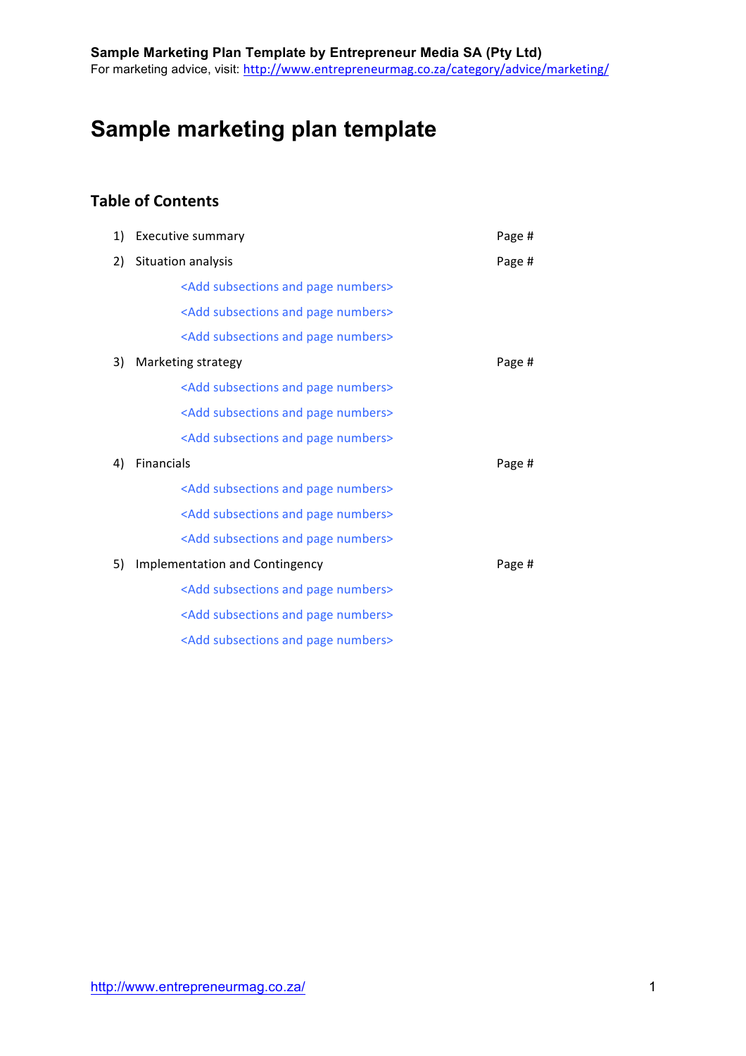# Sample marketing plan template

## Table of Contents

1) Executive summary — Page #
2) Situation analysis — Page #
    - <Add subsections and page numbers>
    - <Add subsections and page numbers>
    - <Add subsections and page numbers>
3) Marketing strategy — Page #
    - <Add subsections and page numbers>
    - <Add subsections and page numbers>
    - <Add subsections and page numbers>
4) Financials — Page #
    - <Add subsections and page numbers>
    - <Add subsections and page numbers>
    - <Add subsections and page numbers>
5) Implementation and Contingency — Page #
    - <Add subsections and page numbers>
    - <Add subsections and page numbers>
    - <Add subsections and page numbers>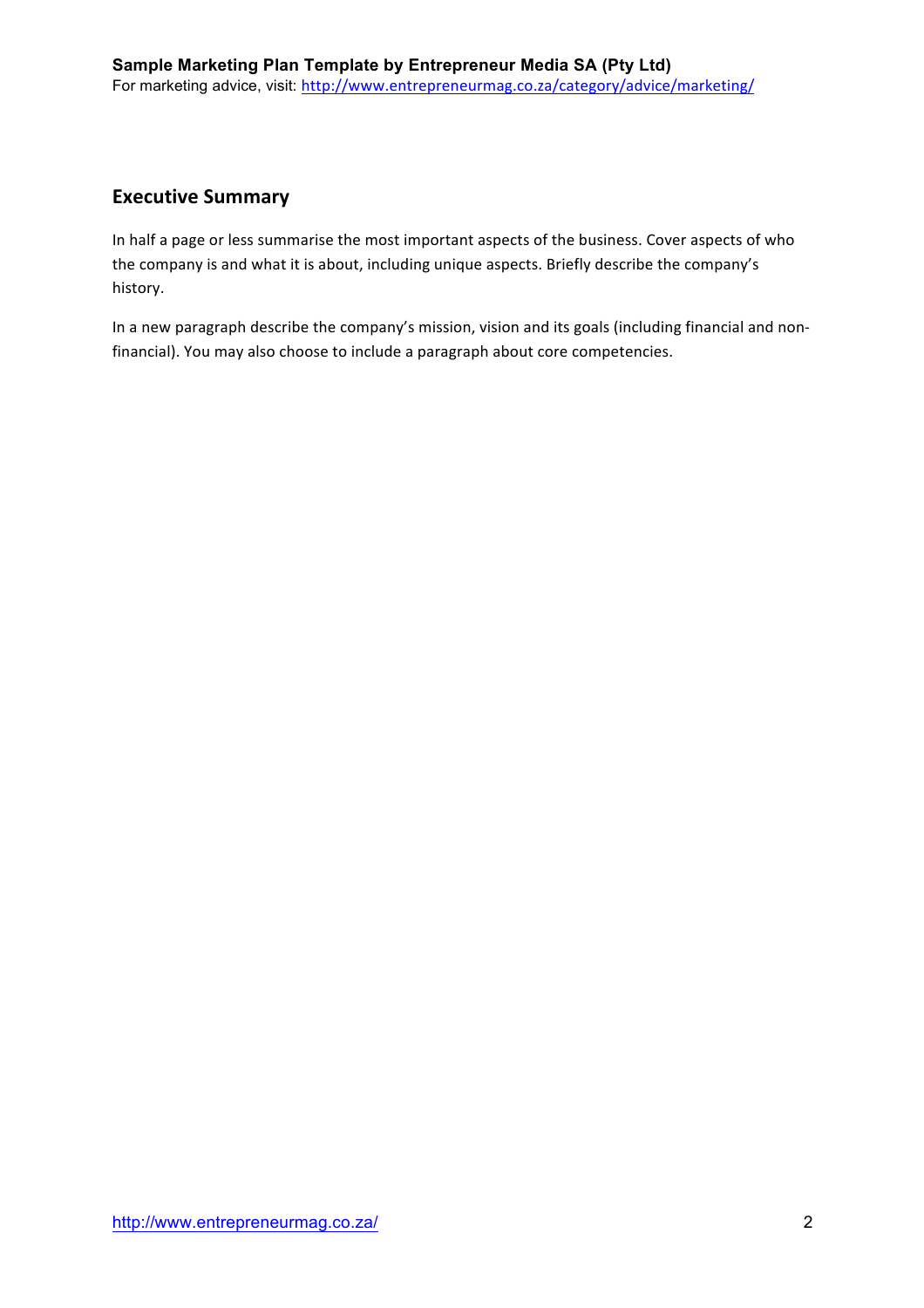## Executive Summary

In half a page or less summarise the most important aspects of the business. Cover aspects of who the company is and what it is about, including unique aspects. Briefly describe the company's history.

In a new paragraph describe the company's mission, vision and its goals (including financial and non-financial). You may also choose to include a paragraph about core competencies.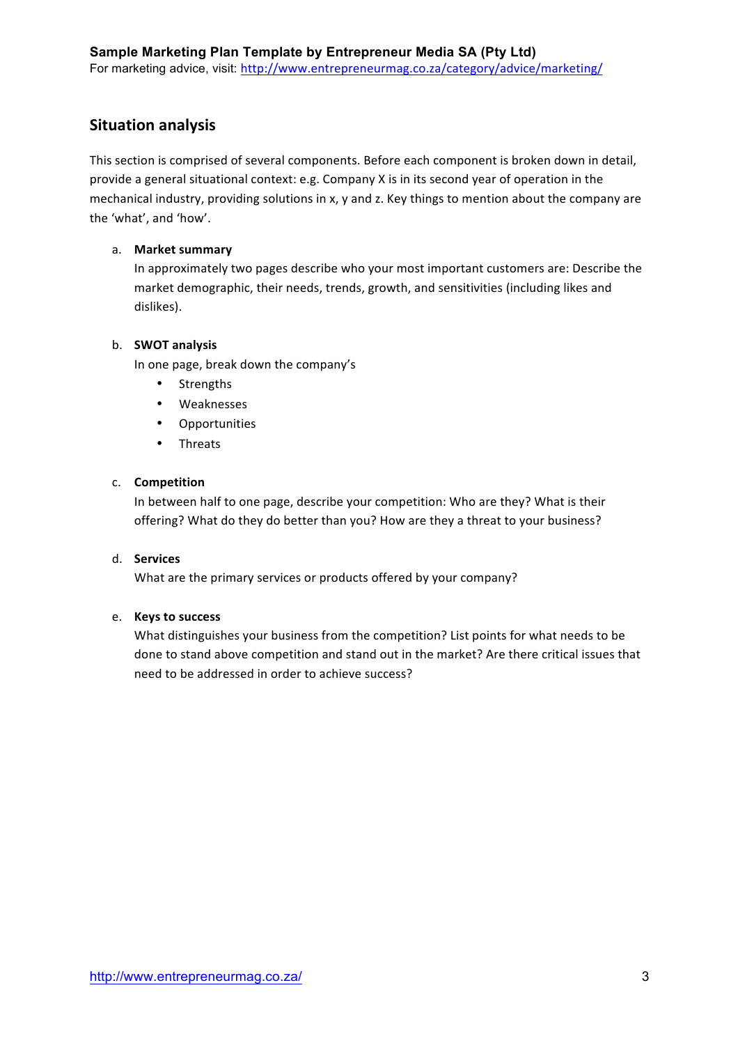## Situation analysis

This section is comprised of several components. Before each component is broken down in detail, provide a general situational context: e.g. Company X is in its second year of operation in the mechanical industry, providing solutions in x, y and z. Key things to mention about the company are the 'what', and 'how'.

a. **Market summary**
   In approximately two pages describe who your most important customers are: Describe the market demographic, their needs, trends, growth, and sensitivities (including likes and dislikes).

b. **SWOT analysis**
   In one page, break down the company's
   - Strengths
   - Weaknesses
   - Opportunities
   - Threats

c. **Competition**
   In between half to one page, describe your competition: Who are they? What is their offering? What do they do better than you? How are they a threat to your business?

d. **Services**
   What are the primary services or products offered by your company?

e. **Keys to success**
   What distinguishes your business from the competition? List points for what needs to be done to stand above competition and stand out in the market? Are there critical issues that need to be addressed in order to achieve success?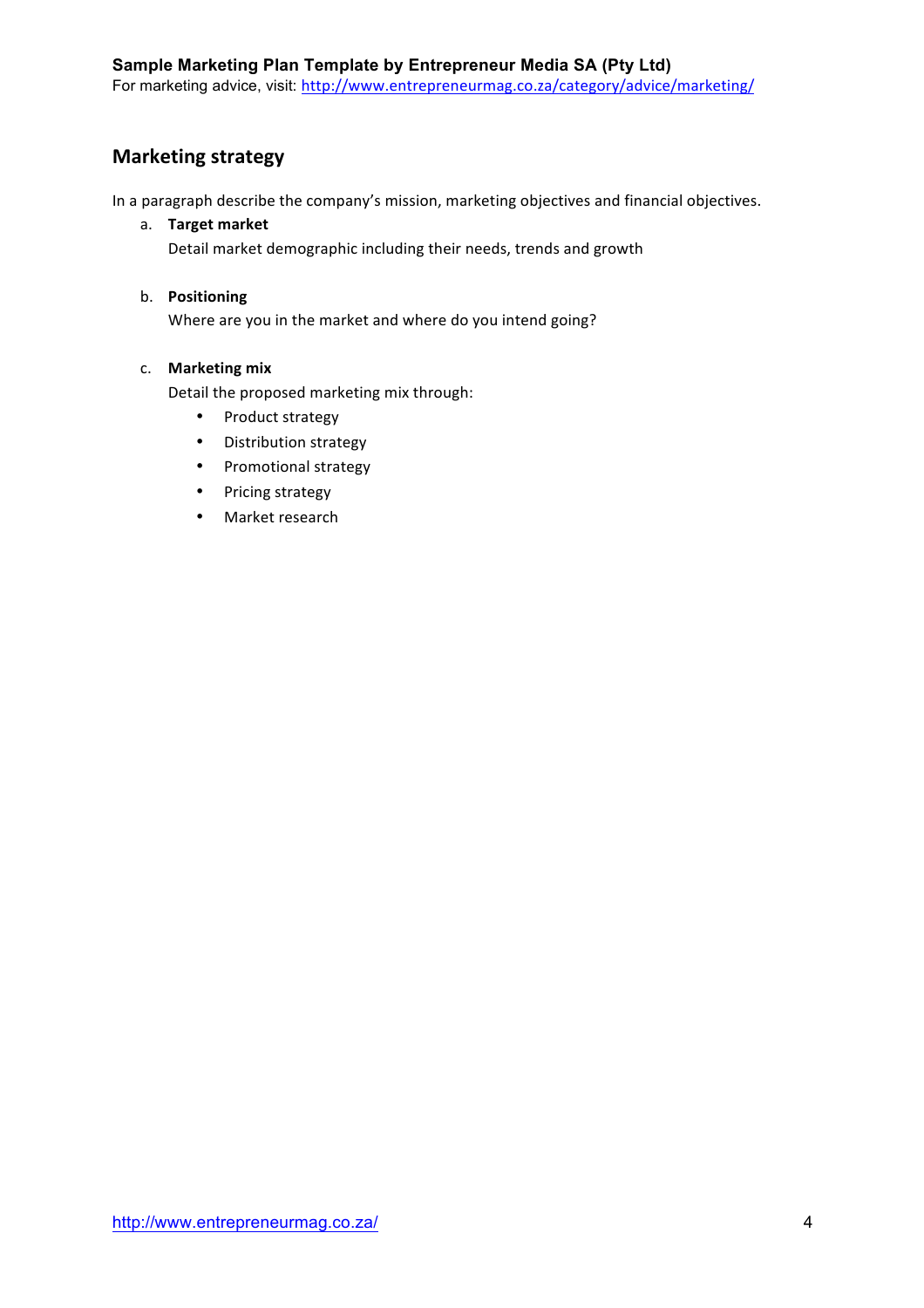## Marketing strategy

In a paragraph describe the company's mission, marketing objectives and financial objectives.

a. **Target market**

   Detail market demographic including their needs, trends and growth

b. **Positioning**

   Where are you in the market and where do you intend going?

c. **Marketing mix**

   Detail the proposed marketing mix through:

   - Product strategy
   - Distribution strategy
   - Promotional strategy
   - Pricing strategy
   - Market research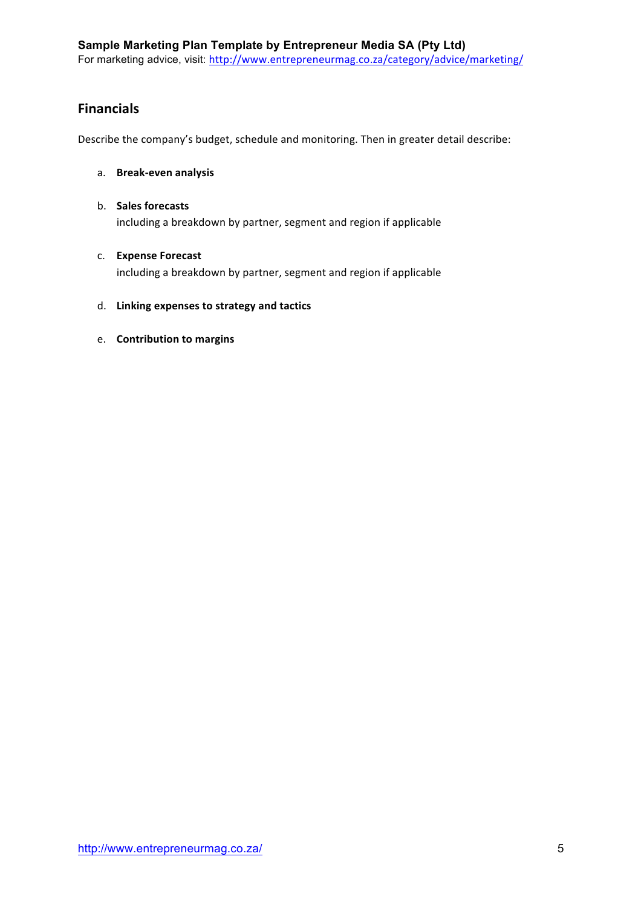## Financials

Describe the company's budget, schedule and monitoring. Then in greater detail describe:

a. **Break-even analysis**

b. **Sales forecasts**
   including a breakdown by partner, segment and region if applicable

c. **Expense Forecast**
   including a breakdown by partner, segment and region if applicable

d. **Linking expenses to strategy and tactics**

e. **Contribution to margins**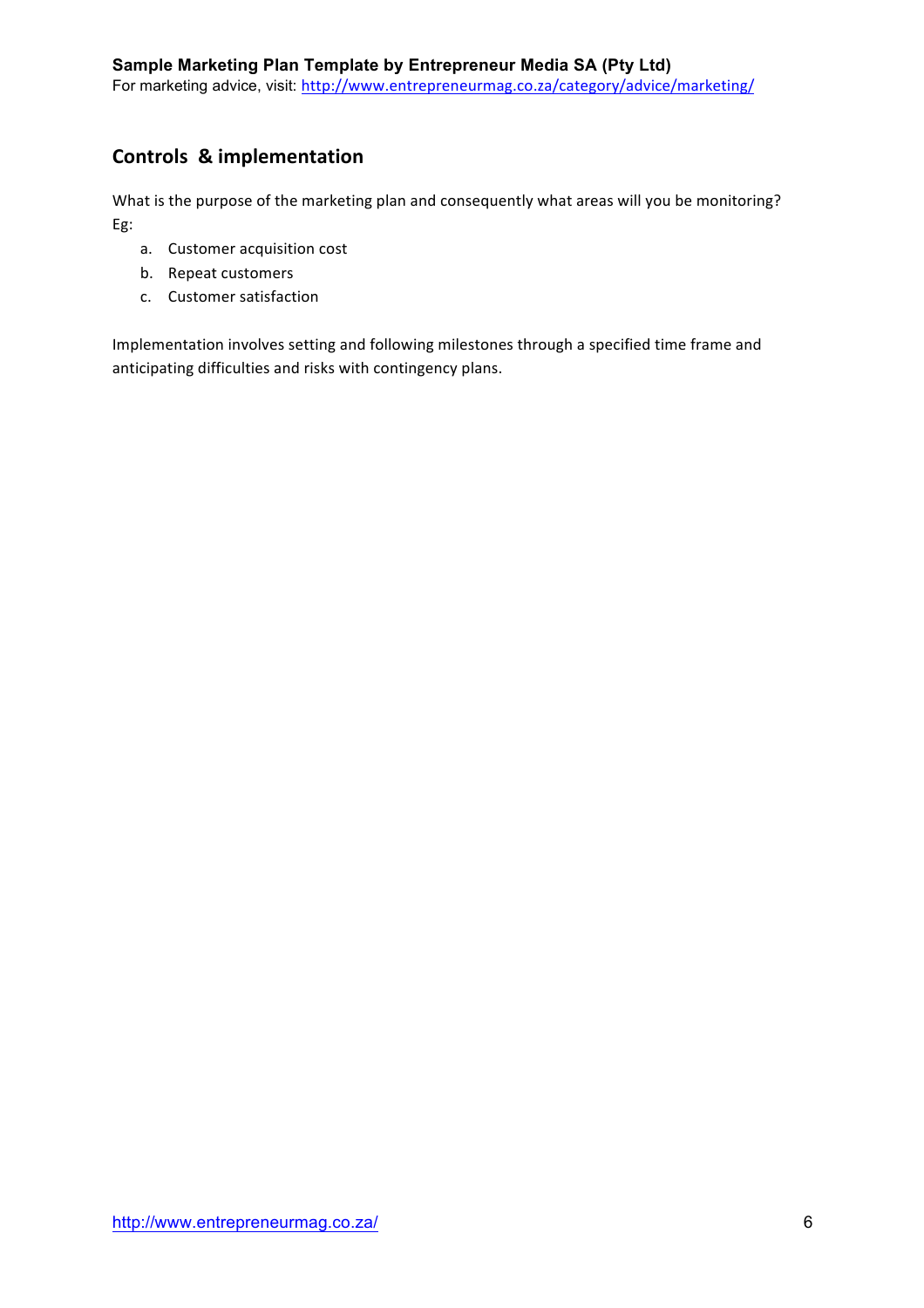## Controls & implementation

What is the purpose of the marketing plan and consequently what areas will you be monitoring? Eg:

a. Customer acquisition cost
b. Repeat customers
c. Customer satisfaction

Implementation involves setting and following milestones through a specified time frame and anticipating difficulties and risks with contingency plans.